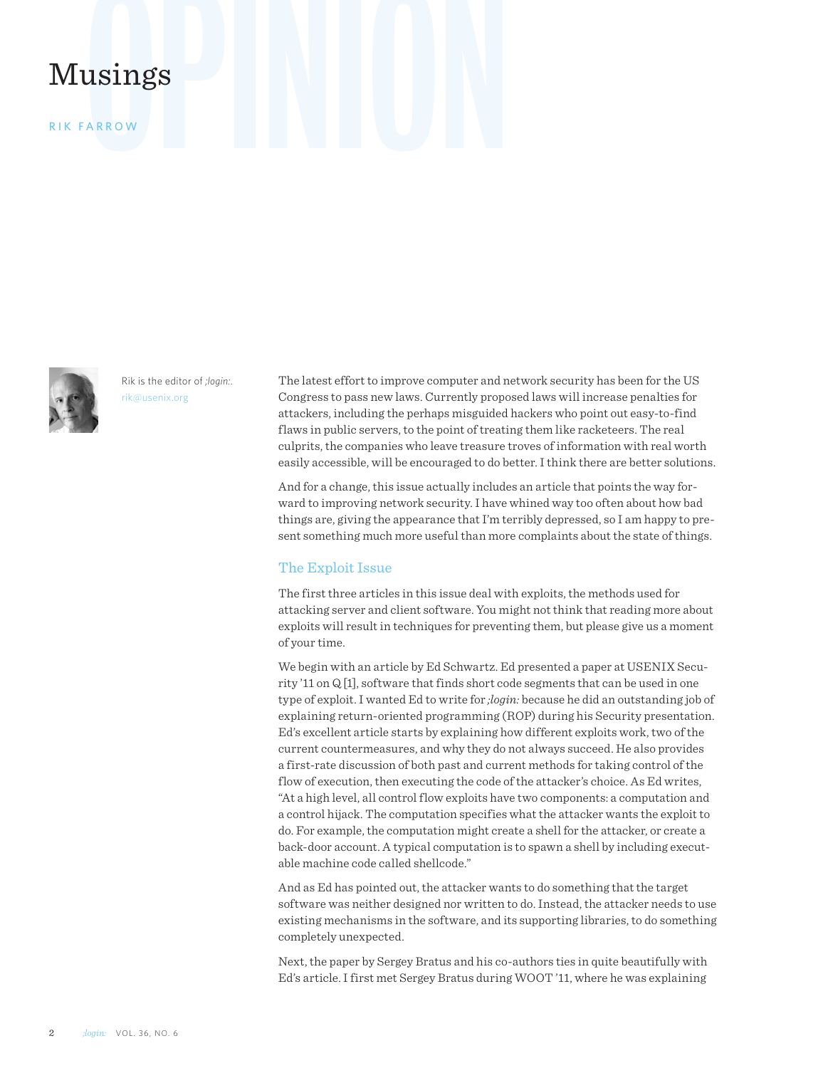# Musings

RIK FARROW

Rik is the editor of *;login:*.
rik@usenix.org

The latest effort to improve computer and network security has been for the US Congress to pass new laws. Currently proposed laws will increase penalties for attackers, including the perhaps misguided hackers who point out easy-to-find flaws in public servers, to the point of treating them like racketeers. The real culprits, the companies who leave treasure troves of information with real worth easily accessible, will be encouraged to do better. I think there are better solutions.

And for a change, this issue actually includes an article that points the way forward to improving network security. I have whined way too often about how bad things are, giving the appearance that I'm terribly depressed, so I am happy to present something much more useful than more complaints about the state of things.

## The Exploit Issue

The first three articles in this issue deal with exploits, the methods used for attacking server and client software. You might not think that reading more about exploits will result in techniques for preventing them, but please give us a moment of your time.

We begin with an article by Ed Schwartz. Ed presented a paper at USENIX Security '11 on Q [1], software that finds short code segments that can be used in one type of exploit. I wanted Ed to write for *;login:* because he did an outstanding job of explaining return-oriented programming (ROP) during his Security presentation. Ed's excellent article starts by explaining how different exploits work, two of the current countermeasures, and why they do not always succeed. He also provides a first-rate discussion of both past and current methods for taking control of the flow of execution, then executing the code of the attacker's choice. As Ed writes, "At a high level, all control flow exploits have two components: a computation and a control hijack. The computation specifies what the attacker wants the exploit to do. For example, the computation might create a shell for the attacker, or create a back-door account. A typical computation is to spawn a shell by including executable machine code called shellcode."

And as Ed has pointed out, the attacker wants to do something that the target software was neither designed nor written to do. Instead, the attacker needs to use existing mechanisms in the software, and its supporting libraries, to do something completely unexpected.

Next, the paper by Sergey Bratus and his co-authors ties in quite beautifully with Ed's article. I first met Sergey Bratus during WOOT '11, where he was explaining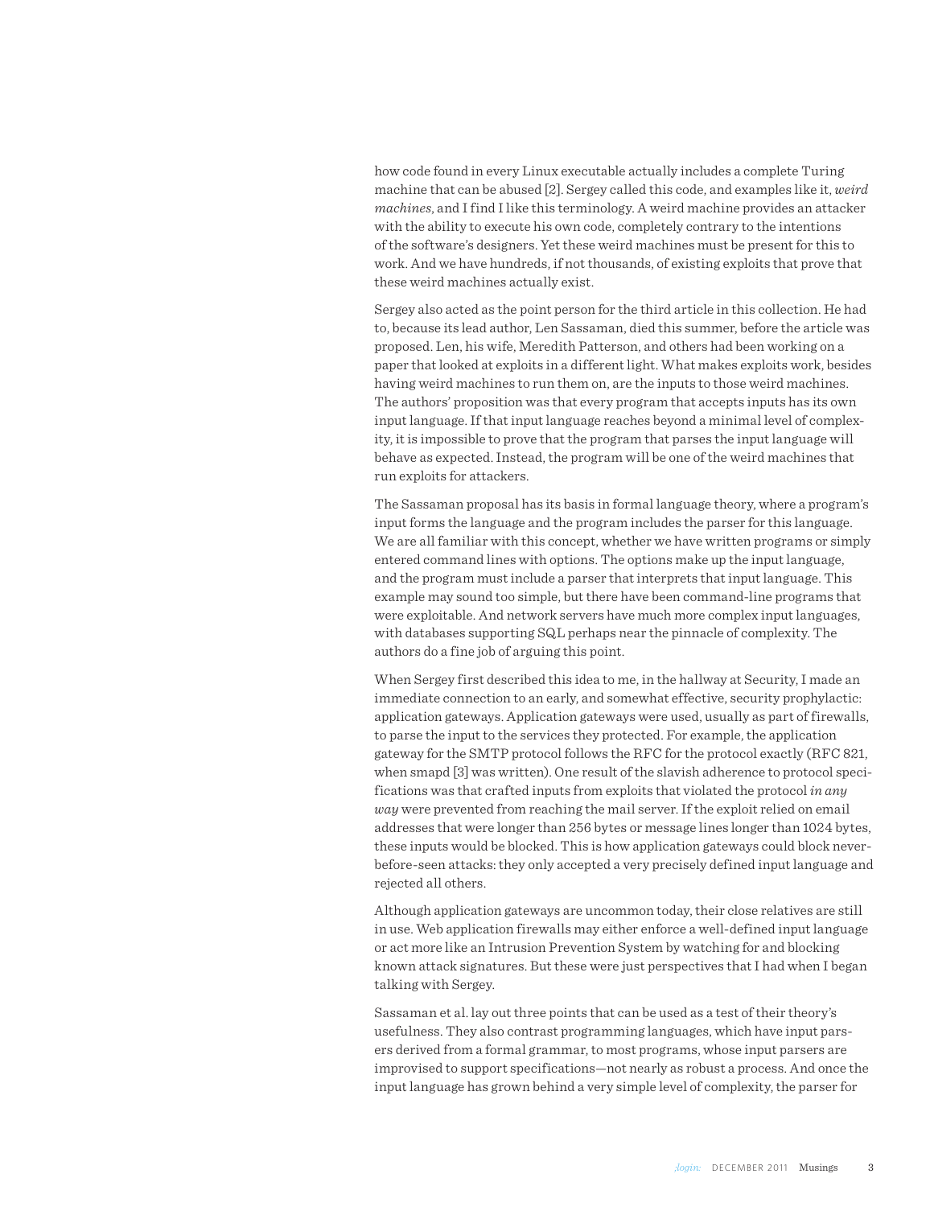how code found in every Linux executable actually includes a complete Turing machine that can be abused [2]. Sergey called this code, and examples like it, *weird machines*, and I find I like this terminology. A weird machine provides an attacker with the ability to execute his own code, completely contrary to the intentions of the software's designers. Yet these weird machines must be present for this to work. And we have hundreds, if not thousands, of existing exploits that prove that these weird machines actually exist.

Sergey also acted as the point person for the third article in this collection. He had to, because its lead author, Len Sassaman, died this summer, before the article was proposed. Len, his wife, Meredith Patterson, and others had been working on a paper that looked at exploits in a different light. What makes exploits work, besides having weird machines to run them on, are the inputs to those weird machines. The authors' proposition was that every program that accepts inputs has its own input language. If that input language reaches beyond a minimal level of complexity, it is impossible to prove that the program that parses the input language will behave as expected. Instead, the program will be one of the weird machines that run exploits for attackers.

The Sassaman proposal has its basis in formal language theory, where a program's input forms the language and the program includes the parser for this language. We are all familiar with this concept, whether we have written programs or simply entered command lines with options. The options make up the input language, and the program must include a parser that interprets that input language. This example may sound too simple, but there have been command-line programs that were exploitable. And network servers have much more complex input languages, with databases supporting SQL perhaps near the pinnacle of complexity. The authors do a fine job of arguing this point.

When Sergey first described this idea to me, in the hallway at Security, I made an immediate connection to an early, and somewhat effective, security prophylactic: application gateways. Application gateways were used, usually as part of firewalls, to parse the input to the services they protected. For example, the application gateway for the SMTP protocol follows the RFC for the protocol exactly (RFC 821, when smapd [3] was written). One result of the slavish adherence to protocol specifications was that crafted inputs from exploits that violated the protocol *in any way* were prevented from reaching the mail server. If the exploit relied on email addresses that were longer than 256 bytes or message lines longer than 1024 bytes, these inputs would be blocked. This is how application gateways could block never-before-seen attacks: they only accepted a very precisely defined input language and rejected all others.

Although application gateways are uncommon today, their close relatives are still in use. Web application firewalls may either enforce a well-defined input language or act more like an Intrusion Prevention System by watching for and blocking known attack signatures. But these were just perspectives that I had when I began talking with Sergey.

Sassaman et al. lay out three points that can be used as a test of their theory's usefulness. They also contrast programming languages, which have input parsers derived from a formal grammar, to most programs, whose input parsers are improvised to support specifications—not nearly as robust a process. And once the input language has grown behind a very simple level of complexity, the parser for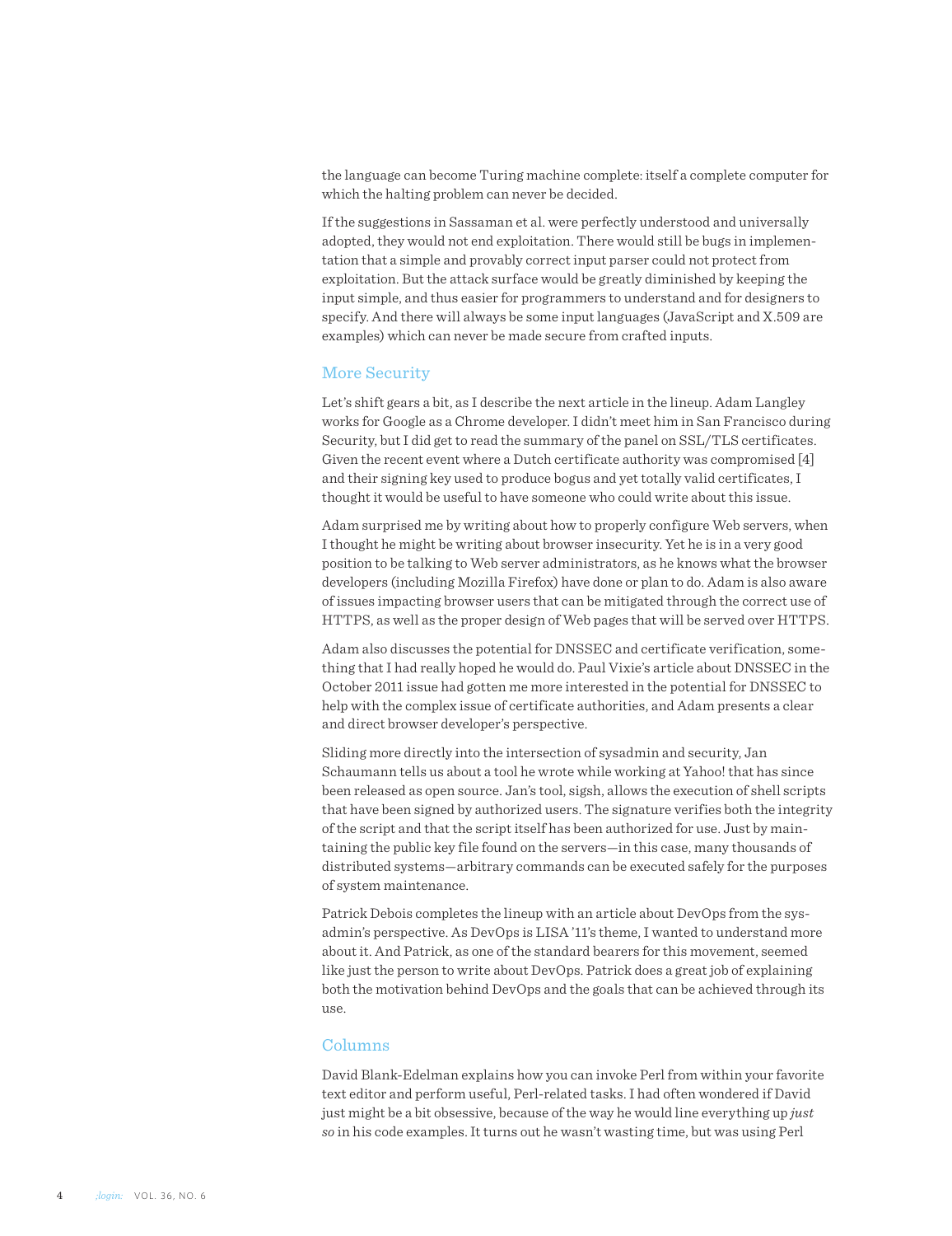the language can become Turing machine complete: itself a complete computer for which the halting problem can never be decided.

If the suggestions in Sassaman et al. were perfectly understood and universally adopted, they would not end exploitation. There would still be bugs in implementation that a simple and provably correct input parser could not protect from exploitation. But the attack surface would be greatly diminished by keeping the input simple, and thus easier for programmers to understand and for designers to specify. And there will always be some input languages (JavaScript and X.509 are examples) which can never be made secure from crafted inputs.

## More Security

Let's shift gears a bit, as I describe the next article in the lineup. Adam Langley works for Google as a Chrome developer. I didn't meet him in San Francisco during Security, but I did get to read the summary of the panel on SSL/TLS certificates. Given the recent event where a Dutch certificate authority was compromised [4] and their signing key used to produce bogus and yet totally valid certificates, I thought it would be useful to have someone who could write about this issue.

Adam surprised me by writing about how to properly configure Web servers, when I thought he might be writing about browser insecurity. Yet he is in a very good position to be talking to Web server administrators, as he knows what the browser developers (including Mozilla Firefox) have done or plan to do. Adam is also aware of issues impacting browser users that can be mitigated through the correct use of HTTPS, as well as the proper design of Web pages that will be served over HTTPS.

Adam also discusses the potential for DNSSEC and certificate verification, something that I had really hoped he would do. Paul Vixie's article about DNSSEC in the October 2011 issue had gotten me more interested in the potential for DNSSEC to help with the complex issue of certificate authorities, and Adam presents a clear and direct browser developer's perspective.

Sliding more directly into the intersection of sysadmin and security, Jan Schaumann tells us about a tool he wrote while working at Yahoo! that has since been released as open source. Jan's tool, sigsh, allows the execution of shell scripts that have been signed by authorized users. The signature verifies both the integrity of the script and that the script itself has been authorized for use. Just by maintaining the public key file found on the servers—in this case, many thousands of distributed systems—arbitrary commands can be executed safely for the purposes of system maintenance.

Patrick Debois completes the lineup with an article about DevOps from the sysadmin's perspective. As DevOps is LISA '11's theme, I wanted to understand more about it. And Patrick, as one of the standard bearers for this movement, seemed like just the person to write about DevOps. Patrick does a great job of explaining both the motivation behind DevOps and the goals that can be achieved through its use.

## Columns

David Blank-Edelman explains how you can invoke Perl from within your favorite text editor and perform useful, Perl-related tasks. I had often wondered if David just might be a bit obsessive, because of the way he would line everything up *just so* in his code examples. It turns out he wasn't wasting time, but was using Perl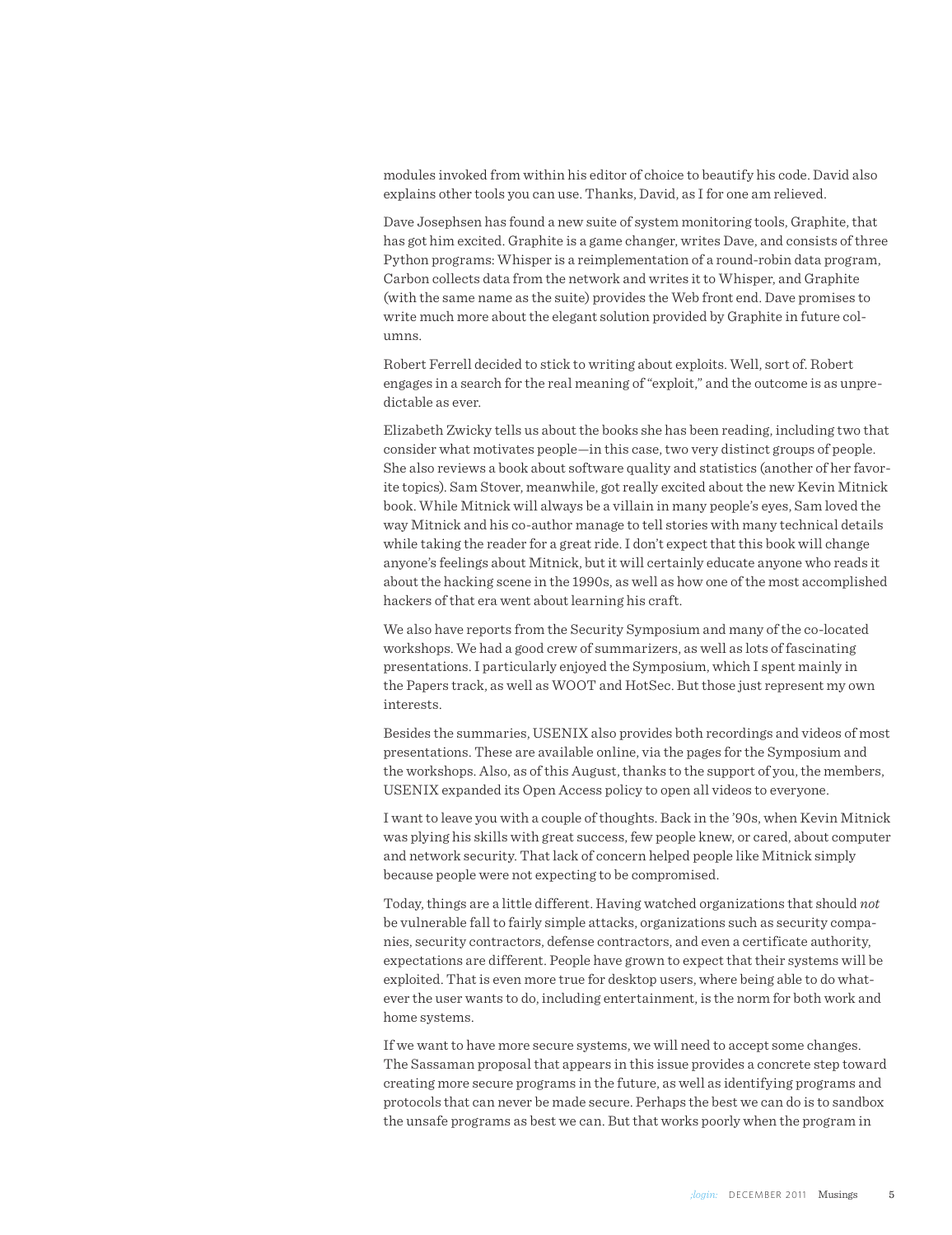modules invoked from within his editor of choice to beautify his code. David also explains other tools you can use. Thanks, David, as I for one am relieved.

Dave Josephsen has found a new suite of system monitoring tools, Graphite, that has got him excited. Graphite is a game changer, writes Dave, and consists of three Python programs: Whisper is a reimplementation of a round-robin data program, Carbon collects data from the network and writes it to Whisper, and Graphite (with the same name as the suite) provides the Web front end. Dave promises to write much more about the elegant solution provided by Graphite in future columns.

Robert Ferrell decided to stick to writing about exploits. Well, sort of. Robert engages in a search for the real meaning of "exploit," and the outcome is as unpredictable as ever.

Elizabeth Zwicky tells us about the books she has been reading, including two that consider what motivates people—in this case, two very distinct groups of people. She also reviews a book about software quality and statistics (another of her favorite topics). Sam Stover, meanwhile, got really excited about the new Kevin Mitnick book. While Mitnick will always be a villain in many people's eyes, Sam loved the way Mitnick and his co-author manage to tell stories with many technical details while taking the reader for a great ride. I don't expect that this book will change anyone's feelings about Mitnick, but it will certainly educate anyone who reads it about the hacking scene in the 1990s, as well as how one of the most accomplished hackers of that era went about learning his craft.

We also have reports from the Security Symposium and many of the co-located workshops. We had a good crew of summarizers, as well as lots of fascinating presentations. I particularly enjoyed the Symposium, which I spent mainly in the Papers track, as well as WOOT and HotSec. But those just represent my own interests.

Besides the summaries, USENIX also provides both recordings and videos of most presentations. These are available online, via the pages for the Symposium and the workshops. Also, as of this August, thanks to the support of you, the members, USENIX expanded its Open Access policy to open all videos to everyone.

I want to leave you with a couple of thoughts. Back in the '90s, when Kevin Mitnick was plying his skills with great success, few people knew, or cared, about computer and network security. That lack of concern helped people like Mitnick simply because people were not expecting to be compromised.

Today, things are a little different. Having watched organizations that should *not* be vulnerable fall to fairly simple attacks, organizations such as security companies, security contractors, defense contractors, and even a certificate authority, expectations are different. People have grown to expect that their systems will be exploited. That is even more true for desktop users, where being able to do whatever the user wants to do, including entertainment, is the norm for both work and home systems.

If we want to have more secure systems, we will need to accept some changes. The Sassaman proposal that appears in this issue provides a concrete step toward creating more secure programs in the future, as well as identifying programs and protocols that can never be made secure. Perhaps the best we can do is to sandbox the unsafe programs as best we can. But that works poorly when the program in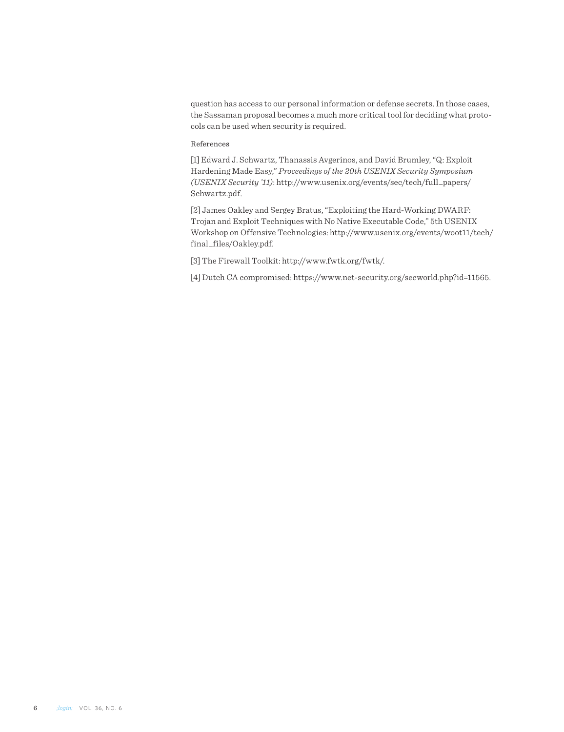question has access to our personal information or defense secrets. In those cases, the Sassaman proposal becomes a much more critical tool for deciding what protocols can be used when security is required.

References

[1] Edward J. Schwartz, Thanassis Avgerinos, and David Brumley, "Q: Exploit Hardening Made Easy," *Proceedings of the 20th USENIX Security Symposium (USENIX Security '11)*: http://www.usenix.org/events/sec/tech/full_papers/Schwartz.pdf.

[2] James Oakley and Sergey Bratus, "Exploiting the Hard-Working DWARF: Trojan and Exploit Techniques with No Native Executable Code," 5th USENIX Workshop on Offensive Technologies: http://www.usenix.org/events/woot11/tech/final_files/Oakley.pdf.

[3] The Firewall Toolkit: http://www.fwtk.org/fwtk/.

[4] Dutch CA compromised: https://www.net-security.org/secworld.php?id=11565.